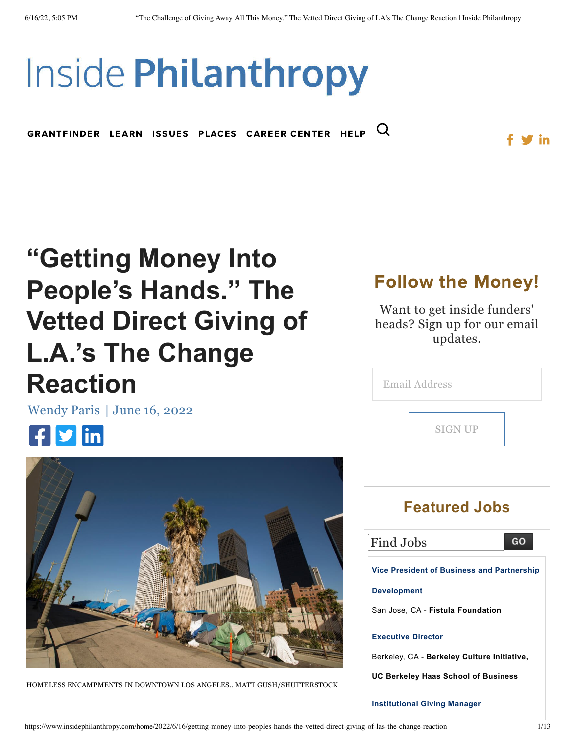# Inside Philanthropy

GRANTFINDER LEARN ISSUES PLACES CAREER CENTER HELP

# "Getting Money Into People's Hands." The Vetted Direct Giving of L.A.'s The Change Reaction

Wendy Paris | June 16, 2022

HOMELESS ENCAMPMENTS IN DOWNTOWN LOS ANGELES.. MATT GUSH/SHUTTERSTOCK

## Follow the Money!

Want to get inside funders' heads? Sign up for our email updates.

Email Address

SIGN UP

## Featured Jobs

Find Jobs GO

**Vice President of Business and Partnership Development**

San Jose, CA - **Fistula Foundation**

**Executive Director**

Berkeley, CA - **Berkeley Culture Initiative, UC Berkeley Haas School of Business**

**Institutional Giving Manager**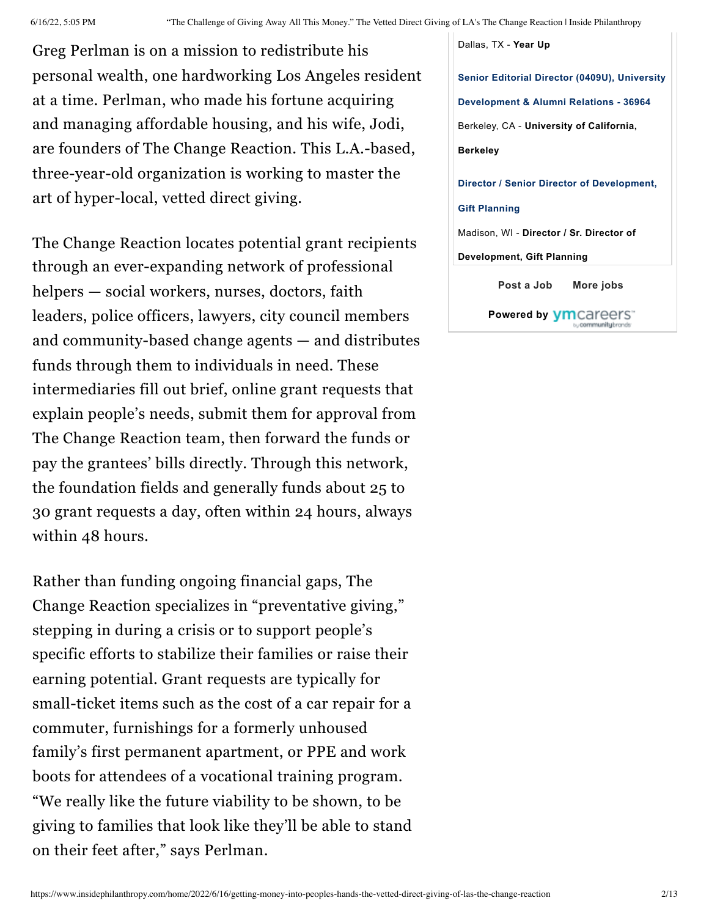Greg Perlman is on a mission to redistribute his personal wealth, one hardworking Los Angeles resident at a time. Perlman, who made his fortune acquiring and managing affordable housing, and his wife, Jodi, are founders of The Change Reaction. This L.A.-based, three-year-old organization is working to master the art of hyper-local, vetted direct giving.

The Change Reaction locates potential grant recipients through an ever-expanding network of professional helpers — social workers, nurses, doctors, faith leaders, police officers, lawyers, city council members and community-based change agents — and distributes funds through them to individuals in need. These intermediaries fill out brief, online grant requests that explain people's needs, submit them for approval from The Change Reaction team, then forward the funds or pay the grantees' bills directly. Through this network, the foundation fields and generally funds about 25 to 30 grant requests a day, often within 24 hours, always within 48 hours.

Rather than funding ongoing financial gaps, The Change Reaction specializes in "preventative giving," stepping in during a crisis or to support people's specific efforts to stabilize their families or raise their earning potential. Grant requests are typically for small-ticket items such as the cost of a car repair for a commuter, furnishings for a formerly unhoused family's first permanent apartment, or PPE and work boots for attendees of a vocational training program. "We really like the future viability to be shown, to be giving to families that look like they'll be able to stand on their feet after," says Perlman.

Dallas, TX - **Year Up**

**Senior Editorial Director (0409U), University Development & Alumni Relations - 36964**

Berkeley, CA - **University of California, Berkeley**

**Director / Senior Director of Development, Gift Planning**

Madison, WI - **Director / Sr. Director of Development, Gift Planning**

**Post a Job** **More jobs**

**Powered by** ymcareers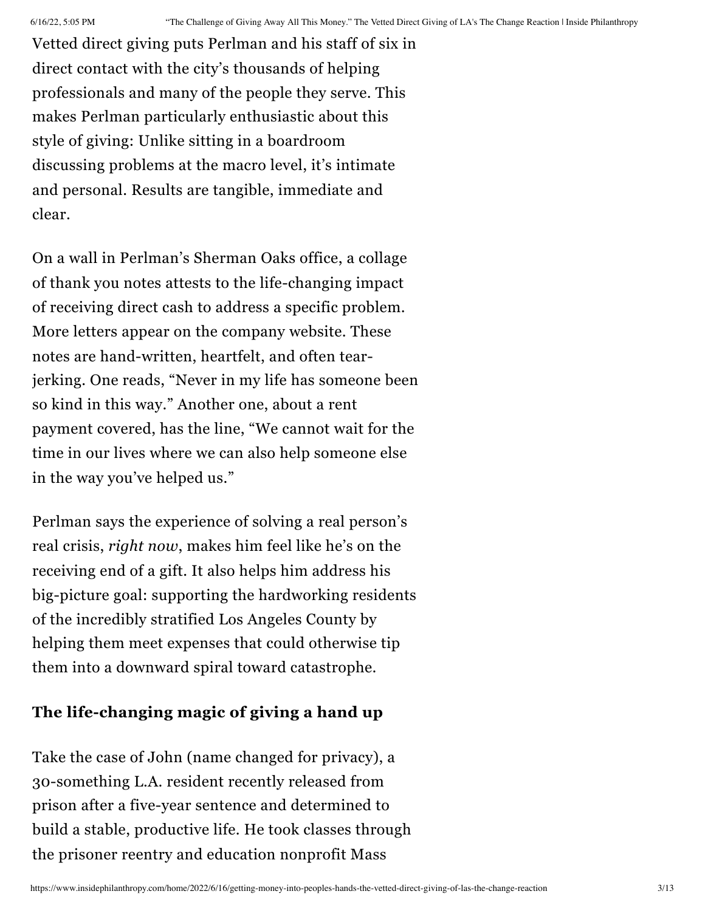Vetted direct giving puts Perlman and his staff of six in direct contact with the city's thousands of helping professionals and many of the people they serve. This makes Perlman particularly enthusiastic about this style of giving: Unlike sitting in a boardroom discussing problems at the macro level, it's intimate and personal. Results are tangible, immediate and clear.

On a wall in Perlman's Sherman Oaks office, a collage of thank you notes attests to the life-changing impact of receiving direct cash to address a specific problem. More letters appear on the company website. These notes are hand-written, heartfelt, and often tear-jerking. One reads, "Never in my life has someone been so kind in this way." Another one, about a rent payment covered, has the line, "We cannot wait for the time in our lives where we can also help someone else in the way you've helped us."

Perlman says the experience of solving a real person's real crisis, *right now*, makes him feel like he's on the receiving end of a gift. It also helps him address his big-picture goal: supporting the hardworking residents of the incredibly stratified Los Angeles County by helping them meet expenses that could otherwise tip them into a downward spiral toward catastrophe.

### The life-changing magic of giving a hand up

Take the case of John (name changed for privacy), a 30-something L.A. resident recently released from prison after a five-year sentence and determined to build a stable, productive life. He took classes through the prisoner reentry and education nonprofit Mass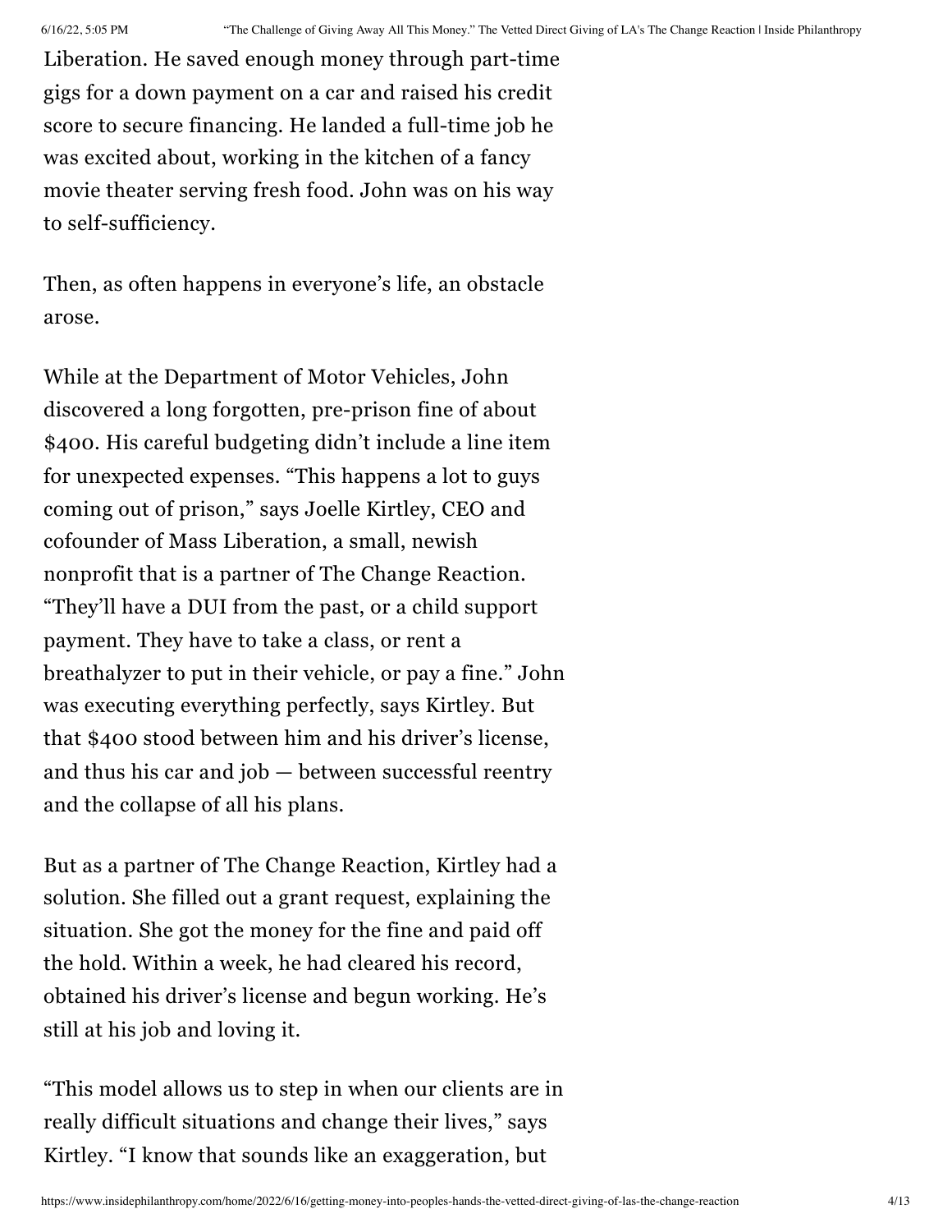Liberation. He saved enough money through part-time gigs for a down payment on a car and raised his credit score to secure financing. He landed a full-time job he was excited about, working in the kitchen of a fancy movie theater serving fresh food. John was on his way to self-sufficiency.

Then, as often happens in everyone's life, an obstacle arose.

While at the Department of Motor Vehicles, John discovered a long forgotten, pre-prison fine of about $400. His careful budgeting didn't include a line item for unexpected expenses. "This happens a lot to guys coming out of prison," says Joelle Kirtley, CEO and cofounder of Mass Liberation, a small, newish nonprofit that is a partner of The Change Reaction. "They'll have a DUI from the past, or a child support payment. They have to take a class, or rent a breathalyzer to put in their vehicle, or pay a fine." John was executing everything perfectly, says Kirtley. But that $400 stood between him and his driver's license, and thus his car and job — between successful reentry and the collapse of all his plans.

But as a partner of The Change Reaction, Kirtley had a solution. She filled out a grant request, explaining the situation. She got the money for the fine and paid off the hold. Within a week, he had cleared his record, obtained his driver's license and begun working. He's still at his job and loving it.

"This model allows us to step in when our clients are in really difficult situations and change their lives," says Kirtley. "I know that sounds like an exaggeration, but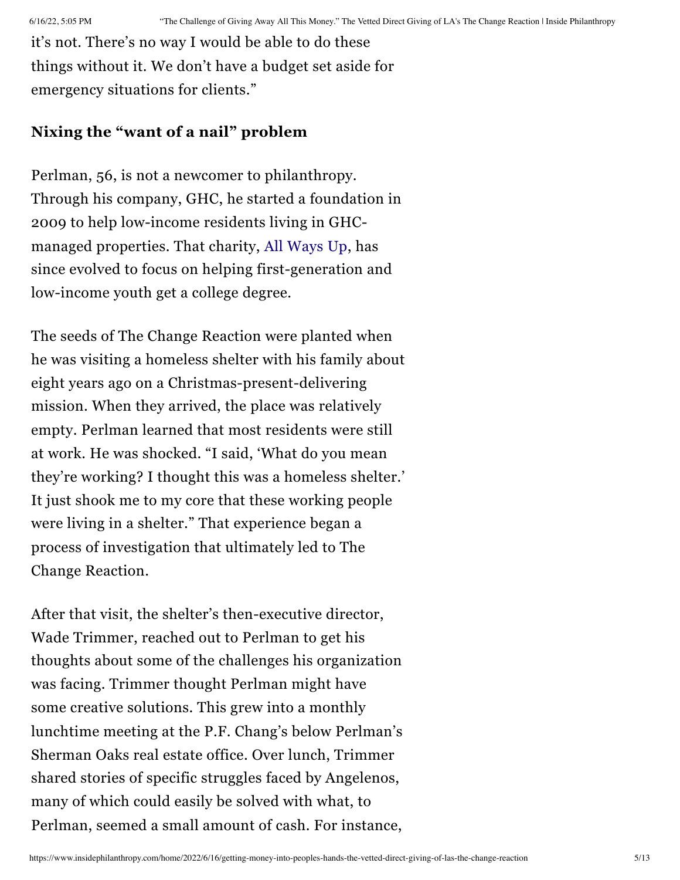it's not. There's no way I would be able to do these things without it. We don't have a budget set aside for emergency situations for clients."

### Nixing the "want of a nail" problem

Perlman, 56, is not a newcomer to philanthropy. Through his company, GHC, he started a foundation in 2009 to help low-income residents living in GHC-managed properties. That charity, All Ways Up, has since evolved to focus on helping first-generation and low-income youth get a college degree.

The seeds of The Change Reaction were planted when he was visiting a homeless shelter with his family about eight years ago on a Christmas-present-delivering mission. When they arrived, the place was relatively empty. Perlman learned that most residents were still at work. He was shocked. "I said, 'What do you mean they're working? I thought this was a homeless shelter.' It just shook me to my core that these working people were living in a shelter." That experience began a process of investigation that ultimately led to The Change Reaction.

After that visit, the shelter's then-executive director, Wade Trimmer, reached out to Perlman to get his thoughts about some of the challenges his organization was facing. Trimmer thought Perlman might have some creative solutions. This grew into a monthly lunchtime meeting at the P.F. Chang's below Perlman's Sherman Oaks real estate office. Over lunch, Trimmer shared stories of specific struggles faced by Angelenos, many of which could easily be solved with what, to Perlman, seemed a small amount of cash. For instance,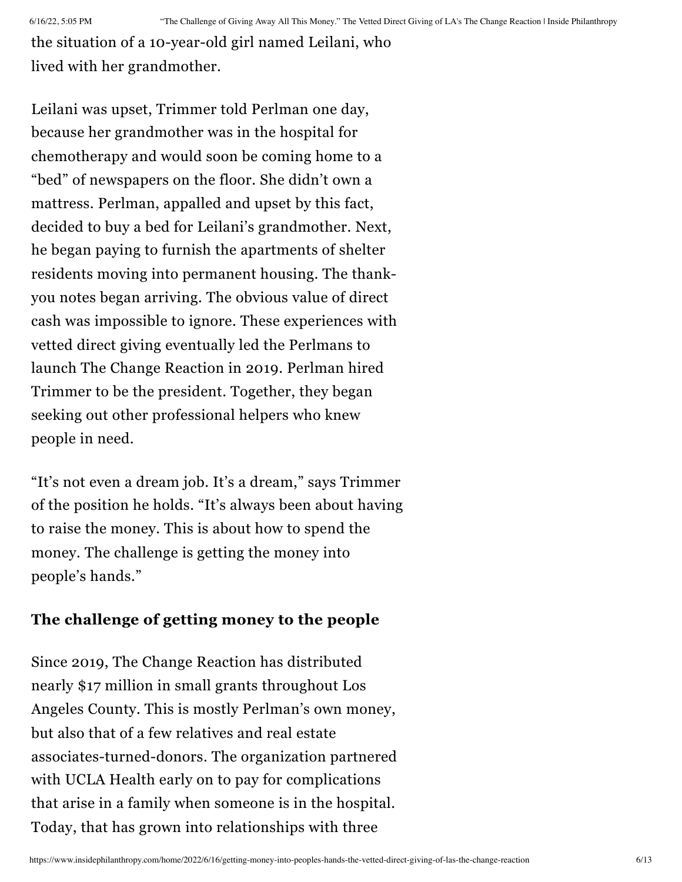the situation of a 10-year-old girl named Leilani, who lived with her grandmother.

Leilani was upset, Trimmer told Perlman one day, because her grandmother was in the hospital for chemotherapy and would soon be coming home to a "bed" of newspapers on the floor. She didn't own a mattress. Perlman, appalled and upset by this fact, decided to buy a bed for Leilani's grandmother. Next, he began paying to furnish the apartments of shelter residents moving into permanent housing. The thank-you notes began arriving. The obvious value of direct cash was impossible to ignore. These experiences with vetted direct giving eventually led the Perlmans to launch The Change Reaction in 2019. Perlman hired Trimmer to be the president. Together, they began seeking out other professional helpers who knew people in need.

"It's not even a dream job. It's a dream," says Trimmer of the position he holds. "It's always been about having to raise the money. This is about how to spend the money. The challenge is getting the money into people's hands."

### The challenge of getting money to the people

Since 2019, The Change Reaction has distributed nearly $17 million in small grants throughout Los Angeles County. This is mostly Perlman's own money, but also that of a few relatives and real estate associates-turned-donors. The organization partnered with UCLA Health early on to pay for complications that arise in a family when someone is in the hospital. Today, that has grown into relationships with three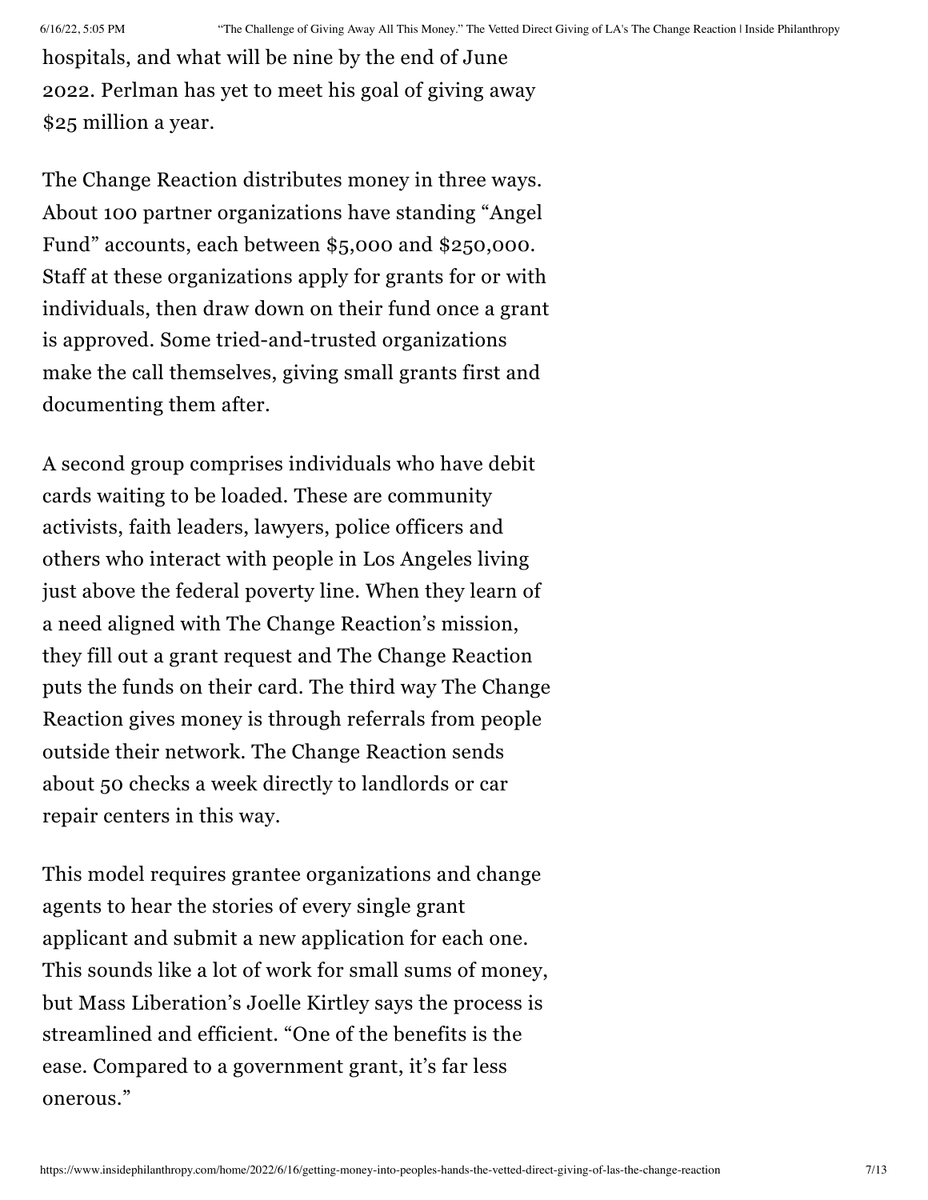hospitals, and what will be nine by the end of June 2022. Perlman has yet to meet his goal of giving away $25 million a year.

The Change Reaction distributes money in three ways. About 100 partner organizations have standing "Angel Fund" accounts, each between $5,000 and $250,000. Staff at these organizations apply for grants for or with individuals, then draw down on their fund once a grant is approved. Some tried-and-trusted organizations make the call themselves, giving small grants first and documenting them after.

A second group comprises individuals who have debit cards waiting to be loaded. These are community activists, faith leaders, lawyers, police officers and others who interact with people in Los Angeles living just above the federal poverty line. When they learn of a need aligned with The Change Reaction's mission, they fill out a grant request and The Change Reaction puts the funds on their card. The third way The Change Reaction gives money is through referrals from people outside their network. The Change Reaction sends about 50 checks a week directly to landlords or car repair centers in this way.

This model requires grantee organizations and change agents to hear the stories of every single grant applicant and submit a new application for each one. This sounds like a lot of work for small sums of money, but Mass Liberation's Joelle Kirtley says the process is streamlined and efficient. "One of the benefits is the ease. Compared to a government grant, it's far less onerous."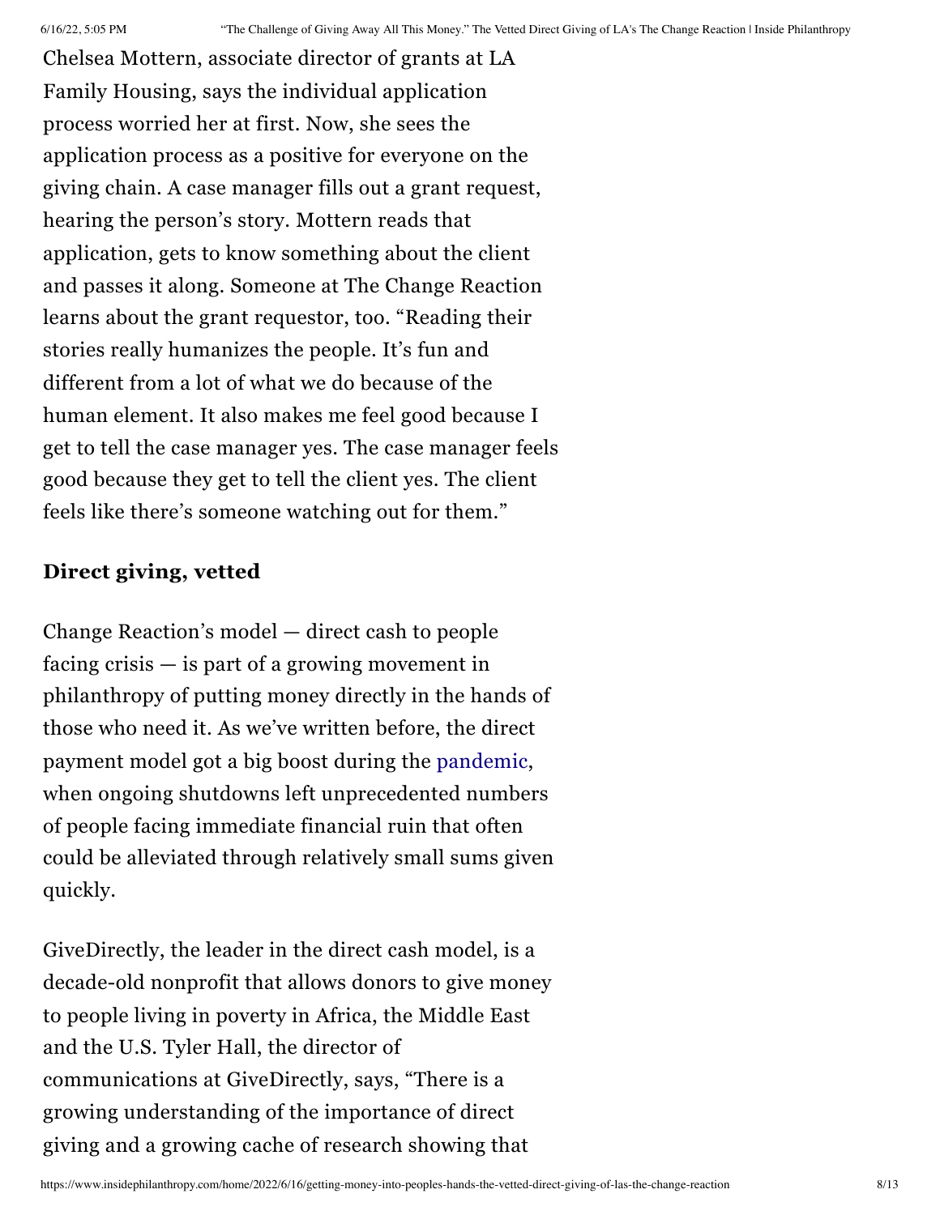Chelsea Mottern, associate director of grants at LA Family Housing, says the individual application process worried her at first. Now, she sees the application process as a positive for everyone on the giving chain. A case manager fills out a grant request, hearing the person's story. Mottern reads that application, gets to know something about the client and passes it along. Someone at The Change Reaction learns about the grant requestor, too. "Reading their stories really humanizes the people. It's fun and different from a lot of what we do because of the human element. It also makes me feel good because I get to tell the case manager yes. The case manager feels good because they get to tell the client yes. The client feels like there's someone watching out for them."

**Direct giving, vetted**

Change Reaction's model — direct cash to people facing crisis — is part of a growing movement in philanthropy of putting money directly in the hands of those who need it. As we've written before, the direct payment model got a big boost during the pandemic, when ongoing shutdowns left unprecedented numbers of people facing immediate financial ruin that often could be alleviated through relatively small sums given quickly.

GiveDirectly, the leader in the direct cash model, is a decade-old nonprofit that allows donors to give money to people living in poverty in Africa, the Middle East and the U.S. Tyler Hall, the director of communications at GiveDirectly, says, "There is a growing understanding of the importance of direct giving and a growing cache of research showing that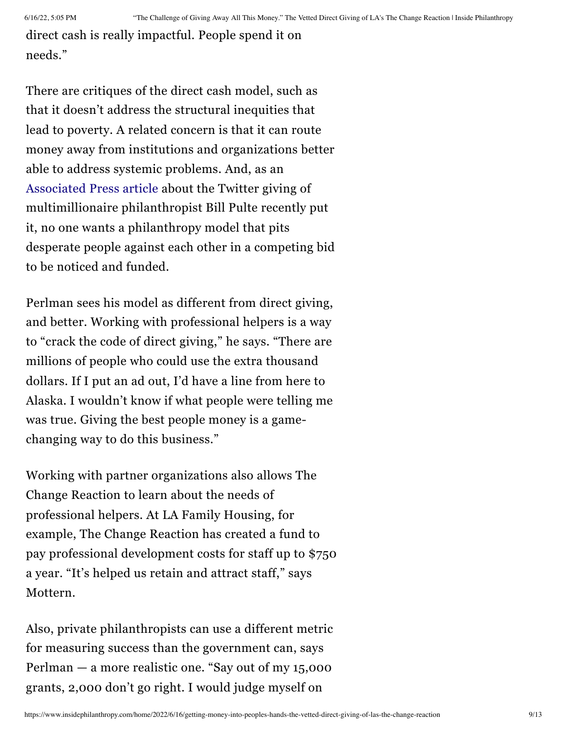direct cash is really impactful. People spend it on needs."

There are critiques of the direct cash model, such as that it doesn't address the structural inequities that lead to poverty. A related concern is that it can route money away from institutions and organizations better able to address systemic problems. And, as an Associated Press article about the Twitter giving of multimillionaire philanthropist Bill Pulte recently put it, no one wants a philanthropy model that pits desperate people against each other in a competing bid to be noticed and funded.

Perlman sees his model as different from direct giving, and better. Working with professional helpers is a way to "crack the code of direct giving," he says. "There are millions of people who could use the extra thousand dollars. If I put an ad out, I'd have a line from here to Alaska. I wouldn't know if what people were telling me was true. Giving the best people money is a game-changing way to do this business."

Working with partner organizations also allows The Change Reaction to learn about the needs of professional helpers. At LA Family Housing, for example, The Change Reaction has created a fund to pay professional development costs for staff up to $750 a year. "It's helped us retain and attract staff," says Mottern.

Also, private philanthropists can use a different metric for measuring success than the government can, says Perlman — a more realistic one. "Say out of my 15,000 grants, 2,000 don't go right. I would judge myself on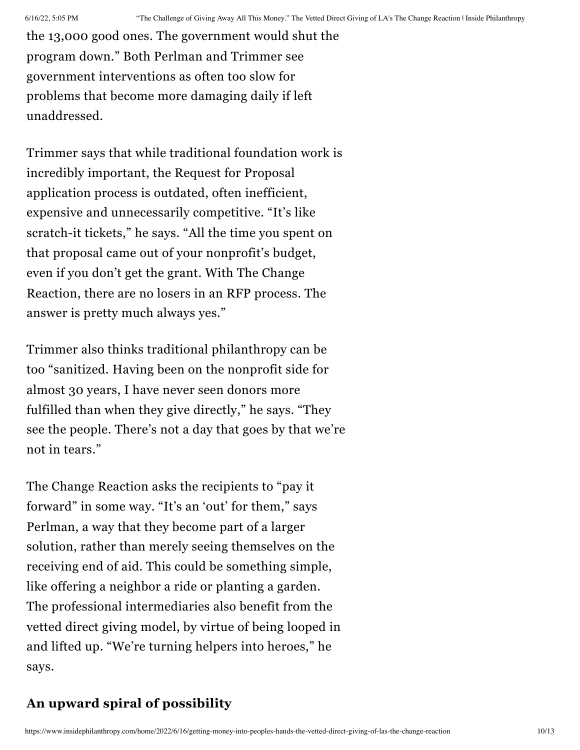the 13,000 good ones. The government would shut the program down." Both Perlman and Trimmer see government interventions as often too slow for problems that become more damaging daily if left unaddressed.

Trimmer says that while traditional foundation work is incredibly important, the Request for Proposal application process is outdated, often inefficient, expensive and unnecessarily competitive. "It's like scratch-it tickets," he says. "All the time you spent on that proposal came out of your nonprofit's budget, even if you don't get the grant. With The Change Reaction, there are no losers in an RFP process. The answer is pretty much always yes."

Trimmer also thinks traditional philanthropy can be too "sanitized. Having been on the nonprofit side for almost 30 years, I have never seen donors more fulfilled than when they give directly," he says. "They see the people. There's not a day that goes by that we're not in tears."

The Change Reaction asks the recipients to "pay it forward" in some way. "It's an 'out' for them," says Perlman, a way that they become part of a larger solution, rather than merely seeing themselves on the receiving end of aid. This could be something simple, like offering a neighbor a ride or planting a garden. The professional intermediaries also benefit from the vetted direct giving model, by virtue of being looped in and lifted up. "We're turning helpers into heroes," he says.

## An upward spiral of possibility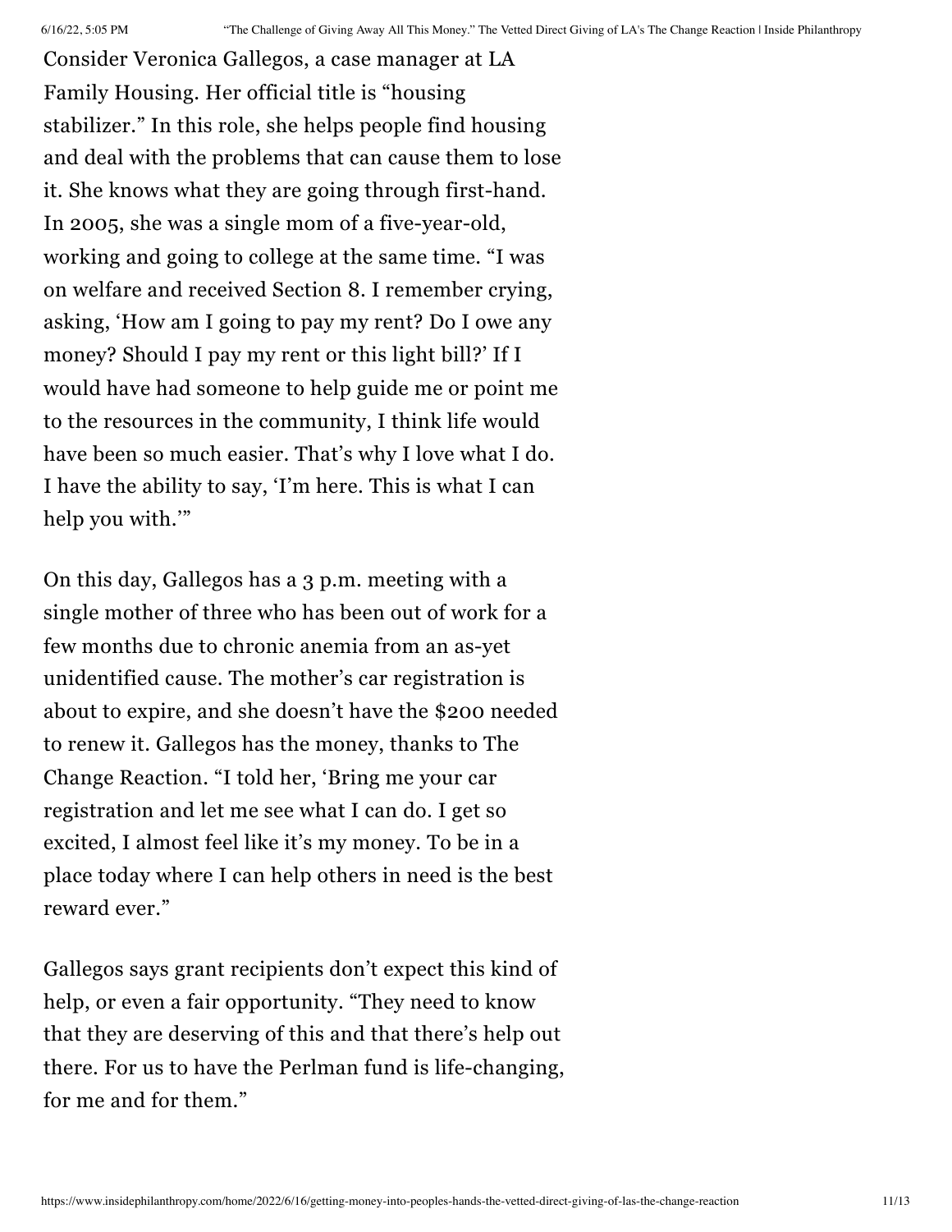Consider Veronica Gallegos, a case manager at LA Family Housing. Her official title is "housing stabilizer." In this role, she helps people find housing and deal with the problems that can cause them to lose it. She knows what they are going through first-hand. In 2005, she was a single mom of a five-year-old, working and going to college at the same time. "I was on welfare and received Section 8. I remember crying, asking, 'How am I going to pay my rent? Do I owe any money? Should I pay my rent or this light bill?' If I would have had someone to help guide me or point me to the resources in the community, I think life would have been so much easier. That's why I love what I do. I have the ability to say, 'I'm here. This is what I can help you with.'"

On this day, Gallegos has a 3 p.m. meeting with a single mother of three who has been out of work for a few months due to chronic anemia from an as-yet unidentified cause. The mother's car registration is about to expire, and she doesn't have the $200 needed to renew it. Gallegos has the money, thanks to The Change Reaction. "I told her, 'Bring me your car registration and let me see what I can do. I get so excited, I almost feel like it's my money. To be in a place today where I can help others in need is the best reward ever."

Gallegos says grant recipients don't expect this kind of help, or even a fair opportunity. "They need to know that they are deserving of this and that there's help out there. For us to have the Perlman fund is life-changing, for me and for them."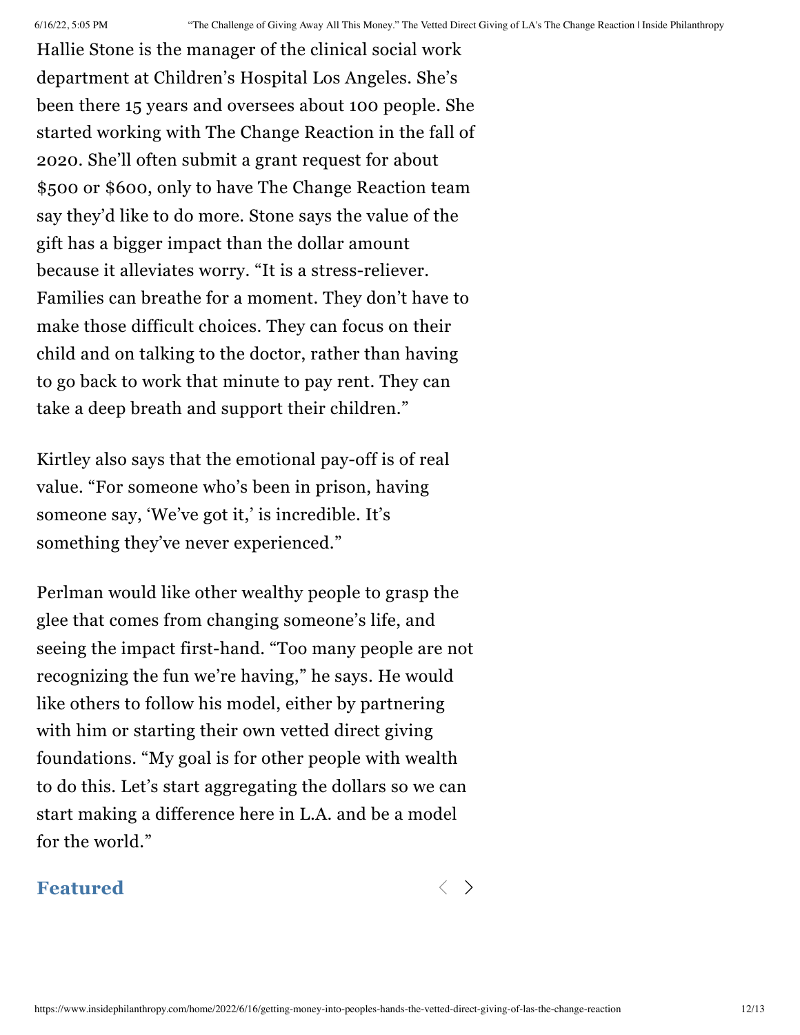Hallie Stone is the manager of the clinical social work department at Children's Hospital Los Angeles. She's been there 15 years and oversees about 100 people. She started working with The Change Reaction in the fall of 2020. She'll often submit a grant request for about $500 or $600, only to have The Change Reaction team say they'd like to do more. Stone says the value of the gift has a bigger impact than the dollar amount because it alleviates worry. "It is a stress-reliever. Families can breathe for a moment. They don't have to make those difficult choices. They can focus on their child and on talking to the doctor, rather than having to go back to work that minute to pay rent. They can take a deep breath and support their children."

Kirtley also says that the emotional pay-off is of real value. "For someone who's been in prison, having someone say, 'We've got it,' is incredible. It's something they've never experienced."

Perlman would like other wealthy people to grasp the glee that comes from changing someone's life, and seeing the impact first-hand. "Too many people are not recognizing the fun we're having," he says. He would like others to follow his model, either by partnering with him or starting their own vetted direct giving foundations. "My goal is for other people with wealth to do this. Let's start aggregating the dollars so we can start making a difference here in L.A. and be a model for the world."

## Featured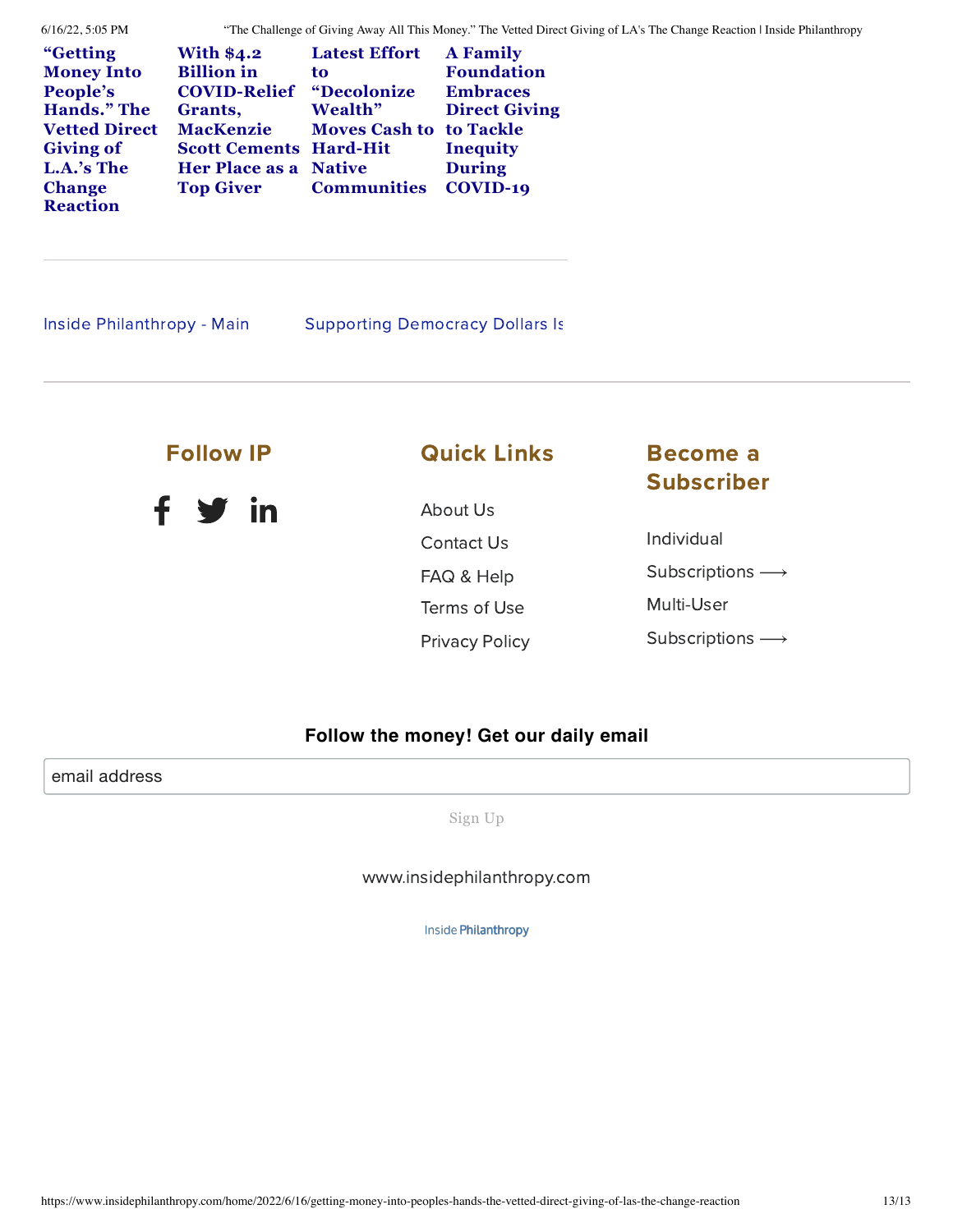**“Getting Money Into People’s Hands.” The Vetted Direct Giving of L.A.’s The Change Reaction**

**With $4.2 Billion in COVID-Relief Grants, MacKenzie Scott Cements Her Place as a Top Giver**

**Latest Effort to “Decolonize Wealth” Moves Cash to Hard-Hit Native Communities**

**A Family Foundation Embraces Direct Giving to Tackle Inequity During COVID-19**

---

Inside Philanthropy - Main

Supporting Democracy Dollars Is

---

## Follow IP

## Quick Links

About Us

Contact Us

FAQ & Help

Terms of Use

Privacy Policy

## Become a Subscriber

Individual Subscriptions ⟶

Multi-User Subscriptions ⟶

**Follow the money! Get our daily email**

email address

Sign Up

www.insidephilanthropy.com

Inside Philanthropy